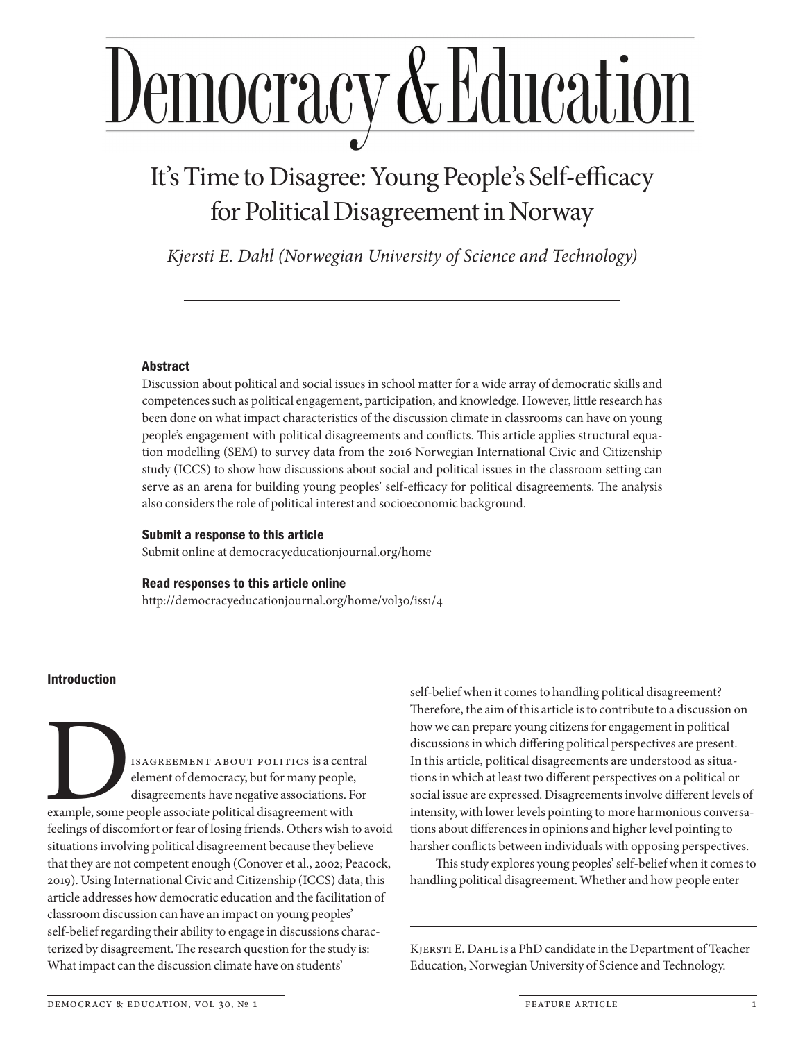# It's Time to Disagree: Young People's Self-efficacy for Political Disagreement in Norway

*Kjersti E. Dahl (Norwegian University of Science and Technology)*

## Abstract

Discussion about political and social issues in school matter for a wide array of democratic skills and competences such as political engagement, participation, and knowledge. However, little research has been done on what impact characteristics of the discussion climate in classrooms can have on young people's engagement with political disagreements and conflicts. This article applies structural equation modelling (SEM) to survey data from the 2016 Norwegian International Civic and Citizenship study (ICCS) to show how discussions about social and political issues in the classroom setting can serve as an arena for building young peoples' self-efficacy for political disagreements. The analysis also considers the role of political interest and socioeconomic background.

### Submit a response to this article

Submit online at democracyeducationjournal.org/home

### Read responses to this article online

http://democracyeducationjournal.org/home/vol30/iss1/4

## Introduction

Disagreement about politics is a central element of democracy, but for many people, disagreements have negative associations. For example, some people associate political disagreement with feelings of discomfort or fear of losing friends. Others wish to avoid situations involving political disagreement because they believe that they are not competent enough (Conover et al., 2002; Peacock, 2019). Using International Civic and Citizenship (ICCS) data, this article addresses how democratic education and the facilitation of classroom discussion can have an impact on young peoples' self-belief regarding their ability to engage in discussions characterized by disagreement. The research question for the study is: What impact can the discussion climate have on students' self-belief when it comes to handling political disagreement? Therefore, the aim of this article is to contribute to a discussion on how we can prepare young citizens for engagement in political discussions in which differing political perspectives are present. In this article, political disagreements are understood as situations in which at least two different perspectives on a political or social issue are expressed. Disagreements involve different levels of intensity, with lower levels pointing to more harmonious conversations about differences in opinions and higher level pointing to harsher conflicts between individuals with opposing perspectives.

This study explores young peoples' self-belief when it comes to handling political disagreement. Whether and how people enter

Kjersti E. Dahl is a PhD candidate in the Department of Teacher Education, Norwegian University of Science and Technology.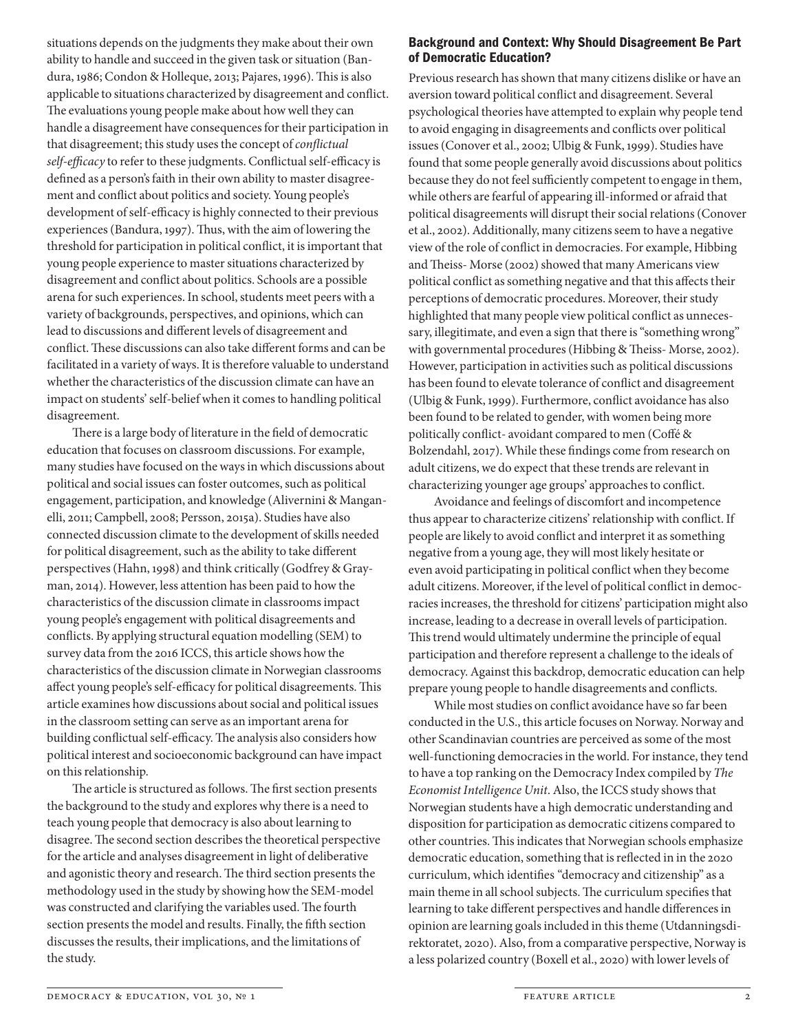situations depends on the judgments they make about their own ability to handle and succeed in the given task or situation (Bandura, 1986; Condon & Holleque, 2013; Pajares, 1996). This is also applicable to situations characterized by disagreement and conflict. The evaluations young people make about how well they can handle a disagreement have consequences for their participation in that disagreement; this study uses the concept of *conflictual self-efficacy* to refer to these judgments. Conflictual self-efficacy is defined as a person's faith in their own ability to master disagreement and conflict about politics and society. Young people's development of self-efficacy is highly connected to their previous experiences (Bandura, 1997). Thus, with the aim of lowering the threshold for participation in political conflict, it is important that young people experience to master situations characterized by disagreement and conflict about politics. Schools are a possible arena for such experiences. In school, students meet peers with a variety of backgrounds, perspectives, and opinions, which can lead to discussions and different levels of disagreement and conflict. These discussions can also take different forms and can be facilitated in a variety of ways. It is therefore valuable to understand whether the characteristics of the discussion climate can have an impact on students' self-belief when it comes to handling political disagreement.

There is a large body of literature in the field of democratic education that focuses on classroom discussions. For example, many studies have focused on the ways in which discussions about political and social issues can foster outcomes, such as political engagement, participation, and knowledge (Alivernini & Manganelli, 2011; Campbell, 2008; Persson, 2015a). Studies have also connected discussion climate to the development of skills needed for political disagreement, such as the ability to take different perspectives (Hahn, 1998) and think critically (Godfrey & Grayman, 2014). However, less attention has been paid to how the characteristics of the discussion climate in classrooms impact young people's engagement with political disagreements and conflicts. By applying structural equation modelling (SEM) to survey data from the 2016 ICCS, this article shows how the characteristics of the discussion climate in Norwegian classrooms affect young people's self-efficacy for political disagreements. This article examines how discussions about social and political issues in the classroom setting can serve as an important arena for building conflictual self-efficacy. The analysis also considers how political interest and socioeconomic background can have impact on this relationship.

The article is structured as follows. The first section presents the background to the study and explores why there is a need to teach young people that democracy is also about learning to disagree. The second section describes the theoretical perspective for the article and analyses disagreement in light of deliberative and agonistic theory and research. The third section presents the methodology used in the study by showing how the SEM-model was constructed and clarifying the variables used. The fourth section presents the model and results. Finally, the fifth section discusses the results, their implications, and the limitations of the study.

## Background and Context: Why Should Disagreement Be Part of Democratic Education?

Previous research has shown that many citizens dislike or have an aversion toward political conflict and disagreement. Several psychological theories have attempted to explain why people tend to avoid engaging in disagreements and conflicts over political issues (Conover et al., 2002; Ulbig & Funk, 1999). Studies have found that some people generally avoid discussions about politics because they do not feel sufficiently competent to engage in them, while others are fearful of appearing ill-informed or afraid that political disagreements will disrupt their social relations (Conover et al., 2002). Additionally, many citizens seem to have a negative view of the role of conflict in democracies. For example, Hibbing and Theiss- Morse (2002) showed that many Americans view political conflict as something negative and that this affects their perceptions of democratic procedures. Moreover, their study highlighted that many people view political conflict as unnecessary, illegitimate, and even a sign that there is "something wrong" with governmental procedures (Hibbing & Theiss- Morse, 2002). However, participation in activities such as political discussions has been found to elevate tolerance of conflict and disagreement (Ulbig & Funk, 1999). Furthermore, conflict avoidance has also been found to be related to gender, with women being more politically conflict- avoidant compared to men (Coffé & Bolzendahl, 2017). While these findings come from research on adult citizens, we do expect that these trends are relevant in characterizing younger age groups' approaches to conflict.

Avoidance and feelings of discomfort and incompetence thus appear to characterize citizens' relationship with conflict. If people are likely to avoid conflict and interpret it as something negative from a young age, they will most likely hesitate or even avoid participating in political conflict when they become adult citizens. Moreover, if the level of political conflict in democracies increases, the threshold for citizens' participation might also increase, leading to a decrease in overall levels of participation. This trend would ultimately undermine the principle of equal participation and therefore represent a challenge to the ideals of democracy. Against this backdrop, democratic education can help prepare young people to handle disagreements and conflicts.

While most studies on conflict avoidance have so far been conducted in the U.S., this article focuses on Norway. Norway and other Scandinavian countries are perceived as some of the most well-functioning democracies in the world. For instance, they tend to have a top ranking on the Democracy Index compiled by *The Economist Intelligence Unit*. Also, the ICCS study shows that Norwegian students have a high democratic understanding and disposition for participation as democratic citizens compared to other countries. This indicates that Norwegian schools emphasize democratic education, something that is reflected in in the 2020 curriculum, which identifies "democracy and citizenship" as a main theme in all school subjects. The curriculum specifies that learning to take different perspectives and handle differences in opinion are learning goals included in this theme (Utdanningsdirektoratet, 2020). Also, from a comparative perspective, Norway is a less polarized country (Boxell et al., 2020) with lower levels of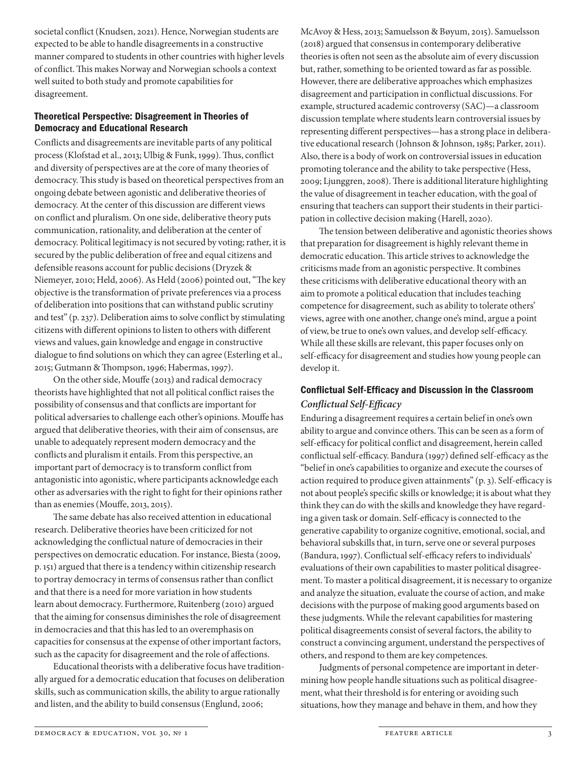societal conflict (Knudsen, 2021). Hence, Norwegian students are expected to be able to handle disagreements in a constructive manner compared to students in other countries with higher levels of conflict. This makes Norway and Norwegian schools a context well suited to both study and promote capabilities for disagreement.

## Theoretical Perspective: Disagreement in Theories of Democracy and Educational Research

Conflicts and disagreements are inevitable parts of any political process (Klofstad et al., 2013; Ulbig & Funk, 1999). Thus, conflict and diversity of perspectives are at the core of many theories of democracy. This study is based on theoretical perspectives from an ongoing debate between agonistic and deliberative theories of democracy. At the center of this discussion are different views on conflict and pluralism. On one side, deliberative theory puts communication, rationality, and deliberation at the center of democracy. Political legitimacy is not secured by voting; rather, it is secured by the public deliberation of free and equal citizens and defensible reasons account for public decisions (Dryzek & Niemeyer, 2010; Held, 2006). As Held (2006) pointed out, "The key objective is the transformation of private preferences via a process of deliberation into positions that can withstand public scrutiny and test" (p. 237). Deliberation aims to solve conflict by stimulating citizens with different opinions to listen to others with different views and values, gain knowledge and engage in constructive dialogue to find solutions on which they can agree (Esterling et al., 2015; Gutmann & Thompson, 1996; Habermas, 1997).

On the other side, Mouffe (2013) and radical democracy theorists have highlighted that not all political conflict raises the possibility of consensus and that conflicts are important for political adversaries to challenge each other's opinions. Mouffe has argued that deliberative theories, with their aim of consensus, are unable to adequately represent modern democracy and the conflicts and pluralism it entails. From this perspective, an important part of democracy is to transform conflict from antagonistic into agonistic, where participants acknowledge each other as adversaries with the right to fight for their opinions rather than as enemies (Mouffe, 2013, 2015).

The same debate has also received attention in educational research. Deliberative theories have been criticized for not acknowledging the conflictual nature of democracies in their perspectives on democratic education. For instance, Biesta (2009, p. 151) argued that there is a tendency within citizenship research to portray democracy in terms of consensus rather than conflict and that there is a need for more variation in how students learn about democracy. Furthermore, Ruitenberg (2010) argued that the aiming for consensus diminishes the role of disagreement in democracies and that this has led to an overemphasis on capacities for consensus at the expense of other important factors, such as the capacity for disagreement and the role of affections.

Educational theorists with a deliberative focus have traditionally argued for a democratic education that focuses on deliberation skills, such as communication skills, the ability to argue rationally and listen, and the ability to build consensus (Englund, 2006; McAvoy & Hess, 2013; Samuelsson & Bøyum, 2015). Samuelsson (2018) argued that consensus in contemporary deliberative theories is often not seen as the absolute aim of every discussion but, rather, something to be oriented toward as far as possible. However, there are deliberative approaches which emphasizes disagreement and participation in conflictual discussions. For example, structured academic controversy (SAC)—a classroom discussion template where students learn controversial issues by representing different perspectives—has a strong place in deliberative educational research (Johnson & Johnson, 1985; Parker, 2011). Also, there is a body of work on controversial issues in education promoting tolerance and the ability to take perspective (Hess, 2009; Ljunggren, 2008). There is additional literature highlighting the value of disagreement in teacher education, with the goal of ensuring that teachers can support their students in their participation in collective decision making (Harell, 2020).

The tension between deliberative and agonistic theories shows that preparation for disagreement is highly relevant theme in democratic education. This article strives to acknowledge the criticisms made from an agonistic perspective. It combines these criticisms with deliberative educational theory with an aim to promote a political education that includes teaching competence for disagreement, such as ability to tolerate others' views, agree with one another, change one's mind, argue a point of view, be true to one's own values, and develop self-efficacy. While all these skills are relevant, this paper focuses only on self-efficacy for disagreement and studies how young people can develop it.

## Conflictual Self-Efficacy and Discussion in the Classroom

### *Conflictual Self-Efficacy*

Enduring a disagreement requires a certain belief in one's own ability to argue and convince others. This can be seen as a form of self-efficacy for political conflict and disagreement, herein called conflictual self-efficacy. Bandura (1997) defined self-efficacy as the "belief in one's capabilities to organize and execute the courses of action required to produce given attainments" (p. 3). Self-efficacy is not about people's specific skills or knowledge; it is about what they think they can do with the skills and knowledge they have regarding a given task or domain. Self-efficacy is connected to the generative capability to organize cognitive, emotional, social, and behavioral subskills that, in turn, serve one or several purposes (Bandura, 1997). Conflictual self-efficacy refers to individuals' evaluations of their own capabilities to master political disagreement. To master a political disagreement, it is necessary to organize and analyze the situation, evaluate the course of action, and make decisions with the purpose of making good arguments based on these judgments. While the relevant capabilities for mastering political disagreements consist of several factors, the ability to construct a convincing argument, understand the perspectives of others, and respond to them are key competences.

Judgments of personal competence are important in determining how people handle situations such as political disagreement, what their threshold is for entering or avoiding such situations, how they manage and behave in them, and how they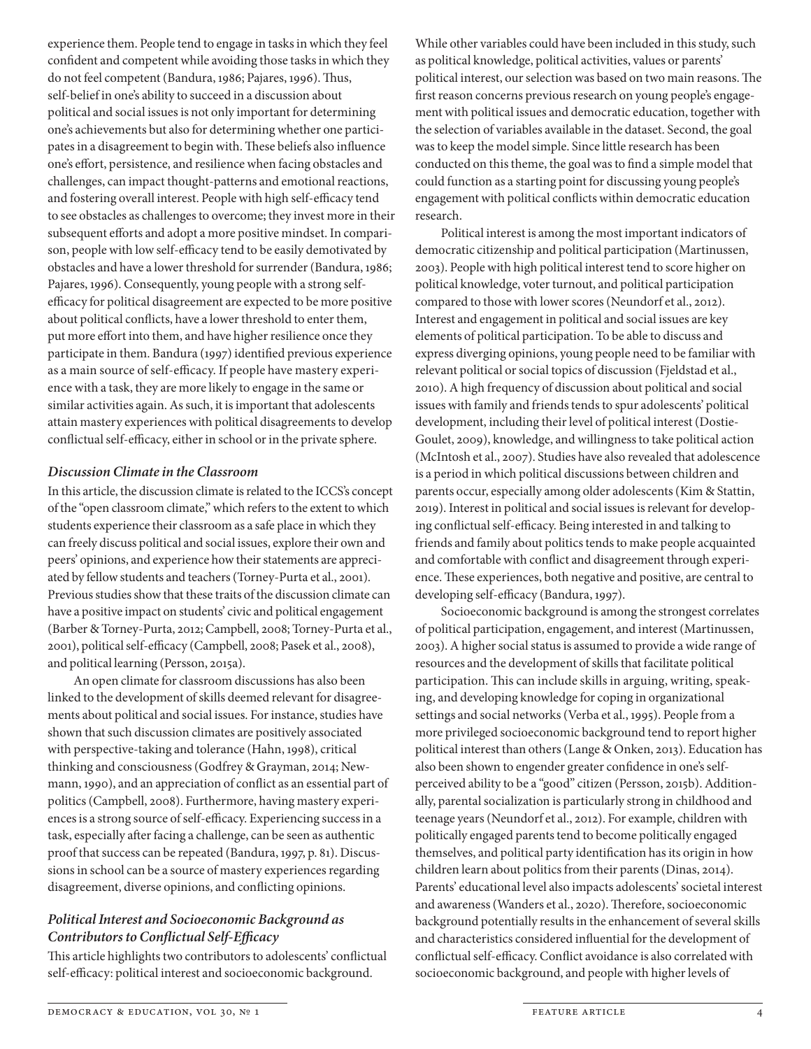experience them. People tend to engage in tasks in which they feel confident and competent while avoiding those tasks in which they do not feel competent (Bandura, 1986; Pajares, 1996). Thus, self-belief in one's ability to succeed in a discussion about political and social issues is not only important for determining one's achievements but also for determining whether one participates in a disagreement to begin with. These beliefs also influence one's effort, persistence, and resilience when facing obstacles and challenges, can impact thought-patterns and emotional reactions, and fostering overall interest. People with high self-efficacy tend to see obstacles as challenges to overcome; they invest more in their subsequent efforts and adopt a more positive mindset. In comparison, people with low self-efficacy tend to be easily demotivated by obstacles and have a lower threshold for surrender (Bandura, 1986; Pajares, 1996). Consequently, young people with a strong self-efficacy for political disagreement are expected to be more positive about political conflicts, have a lower threshold to enter them, put more effort into them, and have higher resilience once they participate in them. Bandura (1997) identified previous experience as a main source of self-efficacy. If people have mastery experience with a task, they are more likely to engage in the same or similar activities again. As such, it is important that adolescents attain mastery experiences with political disagreements to develop conflictual self-efficacy, either in school or in the private sphere.

### *Discussion Climate in the Classroom*

In this article, the discussion climate is related to the ICCS's concept of the "open classroom climate," which refers to the extent to which students experience their classroom as a safe place in which they can freely discuss political and social issues, explore their own and peers' opinions, and experience how their statements are appreciated by fellow students and teachers (Torney-Purta et al., 2001). Previous studies show that these traits of the discussion climate can have a positive impact on students' civic and political engagement (Barber & Torney-Purta, 2012; Campbell, 2008; Torney-Purta et al., 2001), political self-efficacy (Campbell, 2008; Pasek et al., 2008), and political learning (Persson, 2015a).

An open climate for classroom discussions has also been linked to the development of skills deemed relevant for disagreements about political and social issues. For instance, studies have shown that such discussion climates are positively associated with perspective-taking and tolerance (Hahn, 1998), critical thinking and consciousness (Godfrey & Grayman, 2014; Newmann, 1990), and an appreciation of conflict as an essential part of politics (Campbell, 2008). Furthermore, having mastery experiences is a strong source of self-efficacy. Experiencing success in a task, especially after facing a challenge, can be seen as authentic proof that success can be repeated (Bandura, 1997, p. 81). Discussions in school can be a source of mastery experiences regarding disagreement, diverse opinions, and conflicting opinions.

### *Political Interest and Socioeconomic Background as Contributors to Conflictual Self-Efficacy*

This article highlights two contributors to adolescents' conflictual self-efficacy: political interest and socioeconomic background. While other variables could have been included in this study, such as political knowledge, political activities, values or parents' political interest, our selection was based on two main reasons. The first reason concerns previous research on young people's engagement with political issues and democratic education, together with the selection of variables available in the dataset. Second, the goal was to keep the model simple. Since little research has been conducted on this theme, the goal was to find a simple model that could function as a starting point for discussing young people's engagement with political conflicts within democratic education research.

Political interest is among the most important indicators of democratic citizenship and political participation (Martinussen, 2003). People with high political interest tend to score higher on political knowledge, voter turnout, and political participation compared to those with lower scores (Neundorf et al., 2012). Interest and engagement in political and social issues are key elements of political participation. To be able to discuss and express diverging opinions, young people need to be familiar with relevant political or social topics of discussion (Fjeldstad et al., 2010). A high frequency of discussion about political and social issues with family and friends tends to spur adolescents' political development, including their level of political interest (Dostie-Goulet, 2009), knowledge, and willingness to take political action (McIntosh et al., 2007). Studies have also revealed that adolescence is a period in which political discussions between children and parents occur, especially among older adolescents (Kim & Stattin, 2019). Interest in political and social issues is relevant for developing conflictual self-efficacy. Being interested in and talking to friends and family about politics tends to make people acquainted and comfortable with conflict and disagreement through experience. These experiences, both negative and positive, are central to developing self-efficacy (Bandura, 1997).

Socioeconomic background is among the strongest correlates of political participation, engagement, and interest (Martinussen, 2003). A higher social status is assumed to provide a wide range of resources and the development of skills that facilitate political participation. This can include skills in arguing, writing, speaking, and developing knowledge for coping in organizational settings and social networks (Verba et al., 1995). People from a more privileged socioeconomic background tend to report higher political interest than others (Lange & Onken, 2013). Education has also been shown to engender greater confidence in one's self-perceived ability to be a "good" citizen (Persson, 2015b). Additionally, parental socialization is particularly strong in childhood and teenage years (Neundorf et al., 2012). For example, children with politically engaged parents tend to become politically engaged themselves, and political party identification has its origin in how children learn about politics from their parents (Dinas, 2014). Parents' educational level also impacts adolescents' societal interest and awareness (Wanders et al., 2020). Therefore, socioeconomic background potentially results in the enhancement of several skills and characteristics considered influential for the development of conflictual self-efficacy. Conflict avoidance is also correlated with socioeconomic background, and people with higher levels of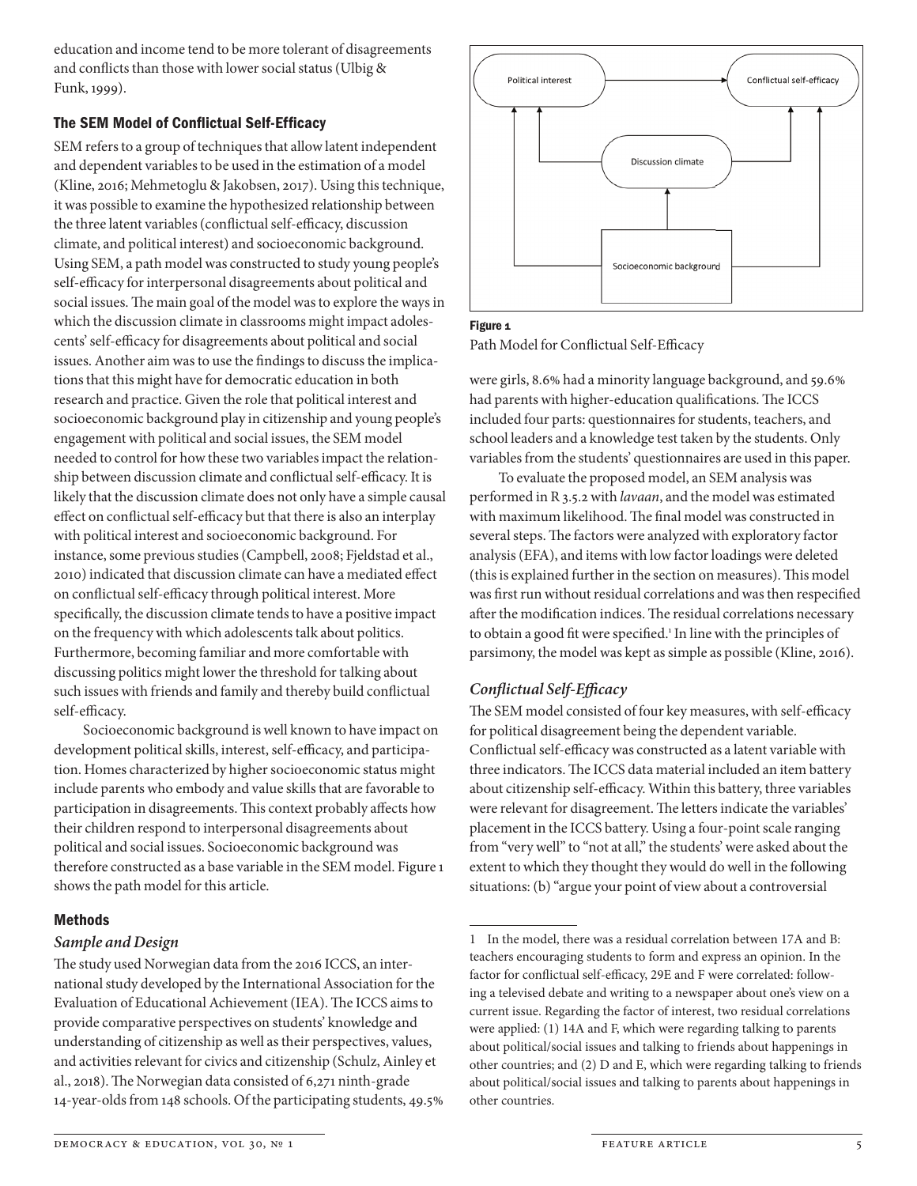education and income tend to be more tolerant of disagreements and conflicts than those with lower social status (Ulbig & Funk, 1999).

## The SEM Model of Conflictual Self-Efficacy

SEM refers to a group of techniques that allow latent independent and dependent variables to be used in the estimation of a model (Kline, 2016; Mehmetoglu & Jakobsen, 2017). Using this technique, it was possible to examine the hypothesized relationship between the three latent variables (conflictual self-efficacy, discussion climate, and political interest) and socioeconomic background. Using SEM, a path model was constructed to study young people's self-efficacy for interpersonal disagreements about political and social issues. The main goal of the model was to explore the ways in which the discussion climate in classrooms might impact adolescents' self-efficacy for disagreements about political and social issues. Another aim was to use the findings to discuss the implications that this might have for democratic education in both research and practice. Given the role that political interest and socioeconomic background play in citizenship and young people's engagement with political and social issues, the SEM model needed to control for how these two variables impact the relationship between discussion climate and conflictual self-efficacy. It is likely that the discussion climate does not only have a simple causal effect on conflictual self-efficacy but that there is also an interplay with political interest and socioeconomic background. For instance, some previous studies (Campbell, 2008; Fjeldstad et al., 2010) indicated that discussion climate can have a mediated effect on conflictual self-efficacy through political interest. More specifically, the discussion climate tends to have a positive impact on the frequency with which adolescents talk about politics. Furthermore, becoming familiar and more comfortable with discussing politics might lower the threshold for talking about such issues with friends and family and thereby build conflictual self-efficacy.

Socioeconomic background is well known to have impact on development political skills, interest, self-efficacy, and participation. Homes characterized by higher socioeconomic status might include parents who embody and value skills that are favorable to participation in disagreements. This context probably affects how their children respond to interpersonal disagreements about political and social issues. Socioeconomic background was therefore constructed as a base variable in the SEM model. Figure 1 shows the path model for this article.

**Figure 1**
Path Model for Conflictual Self-Efficacy

## Methods

### *Sample and Design*

The study used Norwegian data from the 2016 ICCS, an international study developed by the International Association for the Evaluation of Educational Achievement (IEA). The ICCS aims to provide comparative perspectives on students' knowledge and understanding of citizenship as well as their perspectives, values, and activities relevant for civics and citizenship (Schulz, Ainley et al., 2018). The Norwegian data consisted of 6,271 ninth-grade 14-year-olds from 148 schools. Of the participating students, 49.5% were girls, 8.6% had a minority language background, and 59.6% had parents with higher-education qualifications. The ICCS included four parts: questionnaires for students, teachers, and school leaders and a knowledge test taken by the students. Only variables from the students' questionnaires are used in this paper.

To evaluate the proposed model, an SEM analysis was performed in R 3.5.2 with *lavaan*, and the model was estimated with maximum likelihood. The final model was constructed in several steps. The factors were analyzed with exploratory factor analysis (EFA), and items with low factor loadings were deleted (this is explained further in the section on measures). This model was first run without residual correlations and was then respecified after the modification indices. The residual correlations necessary to obtain a good fit were specified.[1] In line with the principles of parsimony, the model was kept as simple as possible (Kline, 2016).

### *Conflictual Self-Efficacy*

The SEM model consisted of four key measures, with self-efficacy for political disagreement being the dependent variable. Conflictual self-efficacy was constructed as a latent variable with three indicators. The ICCS data material included an item battery about citizenship self-efficacy. Within this battery, three variables were relevant for disagreement. The letters indicate the variables' placement in the ICCS battery. Using a four-point scale ranging from "very well" to "not at all," the students' were asked about the extent to which they thought they would do well in the following situations: (b) "argue your point of view about a controversial

---

1 In the model, there was a residual correlation between 17A and B: teachers encouraging students to form and express an opinion. In the factor for conflictual self-efficacy, 29E and F were correlated: following a televised debate and writing to a newspaper about one's view on a current issue. Regarding the factor of interest, two residual correlations were applied: (1) 14A and F, which were regarding talking to parents about political/social issues and talking to friends about happenings in other countries; and (2) D and E, which were regarding talking to friends about political/social issues and talking to parents about happenings in other countries.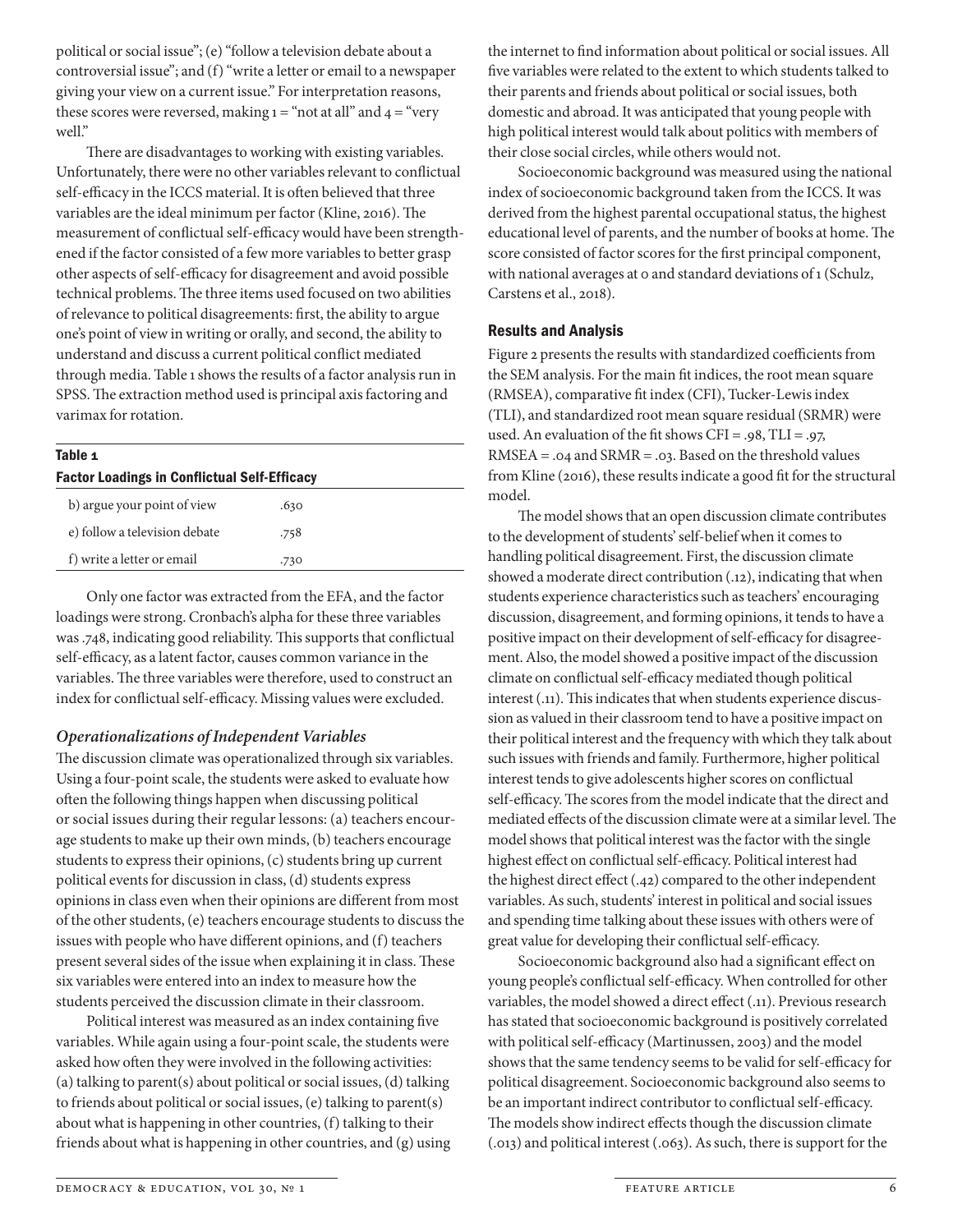political or social issue"; (e) "follow a television debate about a controversial issue"; and (f) "write a letter or email to a newspaper giving your view on a current issue." For interpretation reasons, these scores were reversed, making 1 = "not at all" and 4 = "very well."

There are disadvantages to working with existing variables. Unfortunately, there were no other variables relevant to conflictual self-efficacy in the ICCS material. It is often believed that three variables are the ideal minimum per factor (Kline, 2016). The measurement of conflictual self-efficacy would have been strengthened if the factor consisted of a few more variables to better grasp other aspects of self-efficacy for disagreement and avoid possible technical problems. The three items used focused on two abilities of relevance to political disagreements: first, the ability to argue one's point of view in writing or orally, and second, the ability to understand and discuss a current political conflict mediated through media. Table 1 shows the results of a factor analysis run in SPSS. The extraction method used is principal axis factoring and varimax for rotation.

**Table 1**

**Factor Loadings in Conflictual Self-Efficacy**

| | |
|---|---|
| b) argue your point of view | .630 |
| e) follow a television debate | .758 |
| f) write a letter or email | .730 |

Only one factor was extracted from the EFA, and the factor loadings were strong. Cronbach's alpha for these three variables was .748, indicating good reliability. This supports that conflictual self-efficacy, as a latent factor, causes common variance in the variables. The three variables were therefore, used to construct an index for conflictual self-efficacy. Missing values were excluded.

### *Operationalizations of Independent Variables*

The discussion climate was operationalized through six variables. Using a four-point scale, the students were asked to evaluate how often the following things happen when discussing political or social issues during their regular lessons: (a) teachers encourage students to make up their own minds, (b) teachers encourage students to express their opinions, (c) students bring up current political events for discussion in class, (d) students express opinions in class even when their opinions are different from most of the other students, (e) teachers encourage students to discuss the issues with people who have different opinions, and (f) teachers present several sides of the issue when explaining it in class. These six variables were entered into an index to measure how the students perceived the discussion climate in their classroom.

Political interest was measured as an index containing five variables. While again using a four-point scale, the students were asked how often they were involved in the following activities: (a) talking to parent(s) about political or social issues, (d) talking to friends about political or social issues, (e) talking to parent(s) about what is happening in other countries, (f) talking to their friends about what is happening in other countries, and (g) using the internet to find information about political or social issues. All five variables were related to the extent to which students talked to their parents and friends about political or social issues, both domestic and abroad. It was anticipated that young people with high political interest would talk about politics with members of their close social circles, while others would not.

Socioeconomic background was measured using the national index of socioeconomic background taken from the ICCS. It was derived from the highest parental occupational status, the highest educational level of parents, and the number of books at home. The score consisted of factor scores for the first principal component, with national averages at 0 and standard deviations of 1 (Schulz, Carstens et al., 2018).

## Results and Analysis

Figure 2 presents the results with standardized coefficients from the SEM analysis. For the main fit indices, the root mean square (RMSEA), comparative fit index (CFI), Tucker-Lewis index (TLI), and standardized root mean square residual (SRMR) were used. An evaluation of the fit shows CFI = .98, TLI = .97, RMSEA = .04 and SRMR = .03. Based on the threshold values from Kline (2016), these results indicate a good fit for the structural model.

The model shows that an open discussion climate contributes to the development of students' self-belief when it comes to handling political disagreement. First, the discussion climate showed a moderate direct contribution (.12), indicating that when students experience characteristics such as teachers' encouraging discussion, disagreement, and forming opinions, it tends to have a positive impact on their development of self-efficacy for disagreement. Also, the model showed a positive impact of the discussion climate on conflictual self-efficacy mediated though political interest (.11). This indicates that when students experience discussion as valued in their classroom tend to have a positive impact on their political interest and the frequency with which they talk about such issues with friends and family. Furthermore, higher political interest tends to give adolescents higher scores on conflictual self-efficacy. The scores from the model indicate that the direct and mediated effects of the discussion climate were at a similar level. The model shows that political interest was the factor with the single highest effect on conflictual self-efficacy. Political interest had the highest direct effect (.42) compared to the other independent variables. As such, students' interest in political and social issues and spending time talking about these issues with others were of great value for developing their conflictual self-efficacy.

Socioeconomic background also had a significant effect on young people's conflictual self-efficacy. When controlled for other variables, the model showed a direct effect (.11). Previous research has stated that socioeconomic background is positively correlated with political self-efficacy (Martinussen, 2003) and the model shows that the same tendency seems to be valid for self-efficacy for political disagreement. Socioeconomic background also seems to be an important indirect contributor to conflictual self-efficacy. The models show indirect effects though the discussion climate (.013) and political interest (.063). As such, there is support for the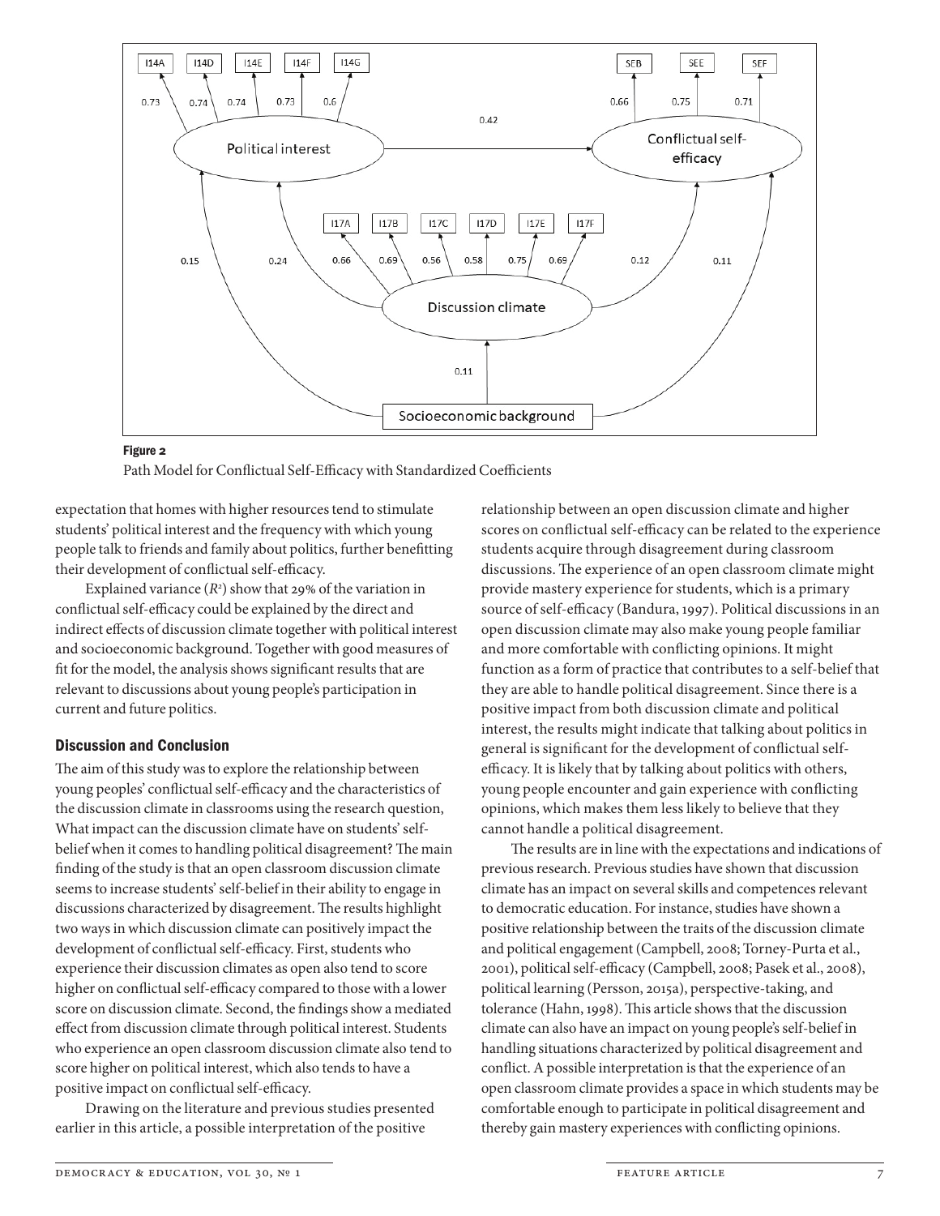Figure 2

Path Model for Conflictual Self-Efficacy with Standardized Coefficients

expectation that homes with higher resources tend to stimulate students' political interest and the frequency with which young people talk to friends and family about politics, further benefitting their development of conflictual self-efficacy.

Explained variance ($R^2$) show that 29% of the variation in conflictual self-efficacy could be explained by the direct and indirect effects of discussion climate together with political interest and socioeconomic background. Together with good measures of fit for the model, the analysis shows significant results that are relevant to discussions about young people's participation in current and future politics.

## Discussion and Conclusion

The aim of this study was to explore the relationship between young peoples' conflictual self-efficacy and the characteristics of the discussion climate in classrooms using the research question, What impact can the discussion climate have on students' self-belief when it comes to handling political disagreement? The main finding of the study is that an open classroom discussion climate seems to increase students' self-belief in their ability to engage in discussions characterized by disagreement. The results highlight two ways in which discussion climate can positively impact the development of conflictual self-efficacy. First, students who experience their discussion climates as open also tend to score higher on conflictual self-efficacy compared to those with a lower score on discussion climate. Second, the findings show a mediated effect from discussion climate through political interest. Students who experience an open classroom discussion climate also tend to score higher on political interest, which also tends to have a positive impact on conflictual self-efficacy.

Drawing on the literature and previous studies presented earlier in this article, a possible interpretation of the positive relationship between an open discussion climate and higher scores on conflictual self-efficacy can be related to the experience students acquire through disagreement during classroom discussions. The experience of an open classroom climate might provide mastery experience for students, which is a primary source of self-efficacy (Bandura, 1997). Political discussions in an open discussion climate may also make young people familiar and more comfortable with conflicting opinions. It might function as a form of practice that contributes to a self-belief that they are able to handle political disagreement. Since there is a positive impact from both discussion climate and political interest, the results might indicate that talking about politics in general is significant for the development of conflictual self-efficacy. It is likely that by talking about politics with others, young people encounter and gain experience with conflicting opinions, which makes them less likely to believe that they cannot handle a political disagreement.

The results are in line with the expectations and indications of previous research. Previous studies have shown that discussion climate has an impact on several skills and competences relevant to democratic education. For instance, studies have shown a positive relationship between the traits of the discussion climate and political engagement (Campbell, 2008; Torney-Purta et al., 2001), political self-efficacy (Campbell, 2008; Pasek et al., 2008), political learning (Persson, 2015a), perspective-taking, and tolerance (Hahn, 1998). This article shows that the discussion climate can also have an impact on young people's self-belief in handling situations characterized by political disagreement and conflict. A possible interpretation is that the experience of an open classroom climate provides a space in which students may be comfortable enough to participate in political disagreement and thereby gain mastery experiences with conflicting opinions.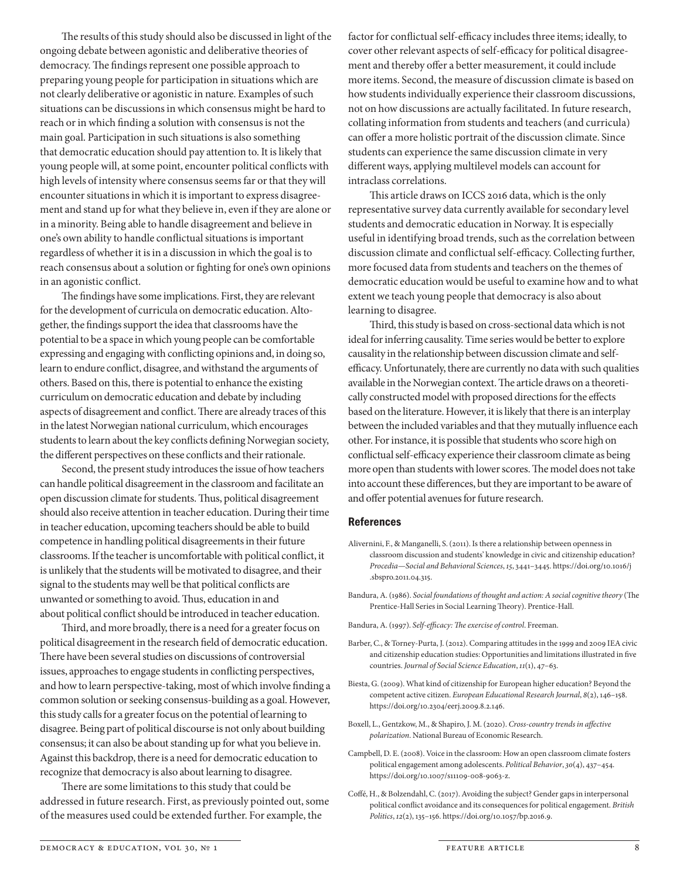The results of this study should also be discussed in light of the ongoing debate between agonistic and deliberative theories of democracy. The findings represent one possible approach to preparing young people for participation in situations which are not clearly deliberative or agonistic in nature. Examples of such situations can be discussions in which consensus might be hard to reach or in which finding a solution with consensus is not the main goal. Participation in such situations is also something that democratic education should pay attention to. It is likely that young people will, at some point, encounter political conflicts with high levels of intensity where consensus seems far or that they will encounter situations in which it is important to express disagreement and stand up for what they believe in, even if they are alone or in a minority. Being able to handle disagreement and believe in one's own ability to handle conflictual situations is important regardless of whether it is in a discussion in which the goal is to reach consensus about a solution or fighting for one's own opinions in an agonistic conflict.

The findings have some implications. First, they are relevant for the development of curricula on democratic education. Altogether, the findings support the idea that classrooms have the potential to be a space in which young people can be comfortable expressing and engaging with conflicting opinions and, in doing so, learn to endure conflict, disagree, and withstand the arguments of others. Based on this, there is potential to enhance the existing curriculum on democratic education and debate by including aspects of disagreement and conflict. There are already traces of this in the latest Norwegian national curriculum, which encourages students to learn about the key conflicts defining Norwegian society, the different perspectives on these conflicts and their rationale.

Second, the present study introduces the issue of how teachers can handle political disagreement in the classroom and facilitate an open discussion climate for students. Thus, political disagreement should also receive attention in teacher education. During their time in teacher education, upcoming teachers should be able to build competence in handling political disagreements in their future classrooms. If the teacher is uncomfortable with political conflict, it is unlikely that the students will be motivated to disagree, and their signal to the students may well be that political conflicts are unwanted or something to avoid. Thus, education in and about political conflict should be introduced in teacher education.

Third, and more broadly, there is a need for a greater focus on political disagreement in the research field of democratic education. There have been several studies on discussions of controversial issues, approaches to engage students in conflicting perspectives, and how to learn perspective-taking, most of which involve finding a common solution or seeking consensus-building as a goal. However, this study calls for a greater focus on the potential of learning to disagree. Being part of political discourse is not only about building consensus; it can also be about standing up for what you believe in. Against this backdrop, there is a need for democratic education to recognize that democracy is also about learning to disagree.

There are some limitations to this study that could be addressed in future research. First, as previously pointed out, some of the measures used could be extended further. For example, the factor for conflictual self-efficacy includes three items; ideally, to cover other relevant aspects of self-efficacy for political disagreement and thereby offer a better measurement, it could include more items. Second, the measure of discussion climate is based on how students individually experience their classroom discussions, not on how discussions are actually facilitated. In future research, collating information from students and teachers (and curricula) can offer a more holistic portrait of the discussion climate. Since students can experience the same discussion climate in very different ways, applying multilevel models can account for intraclass correlations.

This article draws on ICCS 2016 data, which is the only representative survey data currently available for secondary level students and democratic education in Norway. It is especially useful in identifying broad trends, such as the correlation between discussion climate and conflictual self-efficacy. Collecting further, more focused data from students and teachers on the themes of democratic education would be useful to examine how and to what extent we teach young people that democracy is also about learning to disagree.

Third, this study is based on cross-sectional data which is not ideal for inferring causality. Time series would be better to explore causality in the relationship between discussion climate and self-efficacy. Unfortunately, there are currently no data with such qualities available in the Norwegian context. The article draws on a theoretically constructed model with proposed directions for the effects based on the literature. However, it is likely that there is an interplay between the included variables and that they mutually influence each other. For instance, it is possible that students who score high on conflictual self-efficacy experience their classroom climate as being more open than students with lower scores. The model does not take into account these differences, but they are important to be aware of and offer potential avenues for future research.

## References

Alivernini, F., & Manganelli, S. (2011). Is there a relationship between openness in classroom discussion and students' knowledge in civic and citizenship education? *Procedia—Social and Behavioral Sciences*, *15*, 3441–3445. https://doi.org/10.1016/j.sbspro.2011.04.315.

Bandura, A. (1986). *Social foundations of thought and action: A social cognitive theory* (The Prentice-Hall Series in Social Learning Theory). Prentice-Hall.

Bandura, A. (1997). *Self-efficacy: The exercise of control*. Freeman.

Barber, C., & Torney-Purta, J. (2012). Comparing attitudes in the 1999 and 2009 IEA civic and citizenship education studies: Opportunities and limitations illustrated in five countries. *Journal of Social Science Education*, *11*(1), 47–63.

Biesta, G. (2009). What kind of citizenship for European higher education? Beyond the competent active citizen. *European Educational Research Journal*, *8*(2), 146–158. https://doi.org/10.2304/eerj.2009.8.2.146.

Boxell, L., Gentzkow, M., & Shapiro, J. M. (2020). *Cross-country trends in affective polarization*. National Bureau of Economic Research.

Campbell, D. E. (2008). Voice in the classroom: How an open classroom climate fosters political engagement among adolescents. *Political Behavior*, *30*(4), 437–454. https://doi.org/10.1007/s11109-008-9063-z.

Coffé, H., & Bolzendahl, C. (2017). Avoiding the subject? Gender gaps in interpersonal political conflict avoidance and its consequences for political engagement. *British Politics*, *12*(2), 135–156. https://doi.org/10.1057/bp.2016.9.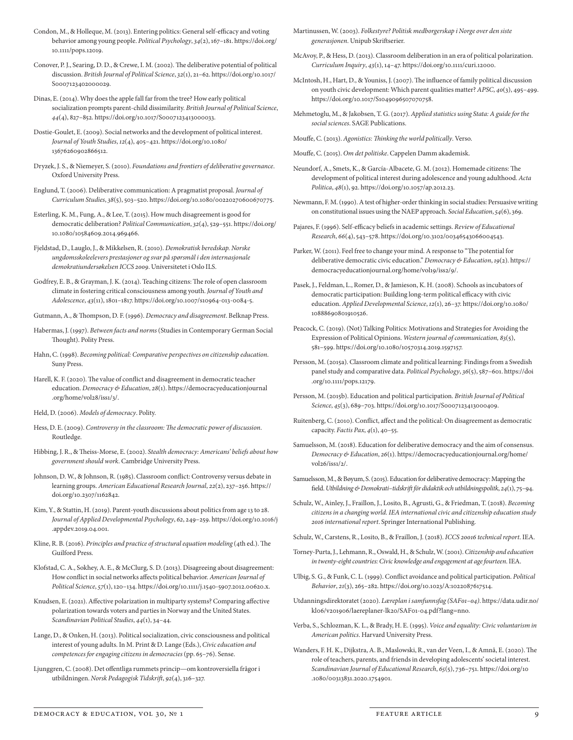Condon, M., & Holleque, M. (2013). Entering politics: General self-efficacy and voting behavior among young people. *Political Psychology*, *34*(2), 167–181. https://doi.org/10.1111/pops.12019.

Conover, P. J., Searing, D. D., & Crewe, I. M. (2002). The deliberative potential of political discussion. *British Journal of Political Science*, *32*(1), 21–62. https://doi.org/10.1017/S0007123402000029.

Dinas, E. (2014). Why does the apple fall far from the tree? How early political socialization prompts parent-child dissimilarity. *British Journal of Political Science*, *44*(4), 827–852. https://doi.org/10.1017/S0007123413000033.

Dostie-Goulet, E. (2009). Social networks and the development of political interest. *Journal of Youth Studies*, *12*(4), 405–421. https://doi.org/10.1080/13676260902866512.

Dryzek, J. S., & Niemeyer, S. (2010). *Foundations and frontiers of deliberative governance*. Oxford University Press.

Englund, T. (2006). Deliberative communication: A pragmatist proposal. *Journal of Curriculum Studies*, *38*(5), 503–520. https://doi.org/10.1080/00220270600670775.

Esterling, K. M., Fung, A., & Lee, T. (2015). How much disagreement is good for democratic deliberation? *Political Communication*, *32*(4), 529–551. https://doi.org/10.1080/10584609.2014.969466.

Fjeldstad, D., Lauglo, J., & Mikkelsen, R. (2010). *Demokratisk beredskap. Norske ungdomsskoleelevers prestasjoner og svar på spørsmål i den internasjonale demokratiundersøkelsen ICCS 2009*. Universitetet i Oslo ILS.

Godfrey, E. B., & Grayman, J. K. (2014). Teaching citizens: The role of open classroom climate in fostering critical consciousness among youth. *Journal of Youth and Adolescence*, *43*(11), 1801–1817. https://doi.org/10.1007/s10964-013-0084-5.

Gutmann, A., & Thompson, D. F. (1996). *Democracy and disagreement*. Belknap Press.

Habermas, J. (1997). *Between facts and norms* (Studies in Contemporary German Social Thought). Polity Press.

Hahn, C. (1998). *Becoming political: Comparative perspectives on citizenship education*. Suny Press.

Harell, K. F. (2020). The value of conflict and disagreement in democratic teacher education. *Democracy & Education*, *28*(1). https://democracyeducationjournal.org/home/vol28/iss1/3/.

Held, D. (2006). *Models of democracy*. Polity.

Hess, D. E. (2009). *Controversy in the classroom: The democratic power of discussion*. Routledge.

Hibbing, J. R., & Theiss-Morse, E. (2002). *Stealth democracy: Americans' beliefs about how government should work*. Cambridge University Press.

Johnson, D. W., & Johnson, R. (1985). Classroom conflict: Controversy versus debate in learning groups. *American Educational Research Journal*, *22*(2), 237–256. https://doi.org/10.2307/1162842.

Kim, Y., & Stattin, H. (2019). Parent-youth discussions about politics from age 13 to 28. *Journal of Applied Developmental Psychology*, *62*, 249–259. https://doi.org/10.1016/j.appdev.2019.04.001.

Kline, R. B. (2016). *Principles and practice of structural equation modeling* (4th ed.). The Guilford Press.

Klofstad, C. A., Sokhey, A. E., & McClurg, S. D. (2013). Disagreeing about disagreement: How conflict in social networks affects political behavior. *American Journal of Political Science*, *57*(1), 120–134. https://doi.org/10.1111/j.1540-5907.2012.00620.x.

Knudsen, E. (2021). Affective polarization in multiparty systems? Comparing affective polarization towards voters and parties in Norway and the United States. *Scandinavian Political Studies*, *44*(1), 34–44.

Lange, D., & Onken, H. (2013). Political socialization, civic consciousness and political interest of young adults. In M. Print & D. Lange (Eds.), *Civic education and competences for engaging citizens in democracies* (pp. 65–76). Sense.

Ljunggren, C. (2008). Det offentliga rummets princip—om kontroversiella frågor i utbildningen. *Norsk Pedagogisk Tidskrift*, *92*(4), 316–327.

Martinussen, W. (2003). *Folkestyre? Politisk medborgerskap i Norge over den siste generasjonen*. Unipub Skriftserier.

McAvoy, P., & Hess, D. (2013). Classroom deliberation in an era of political polarization. *Curriculum Inquiry*, *43*(1), 14–47. https://doi.org/10.1111/curi.12000.

McIntosh, H., Hart, D., & Youniss, J. (2007). The influence of family political discussion on youth civic development: Which parent qualities matter? *APSC*, *40*(3), 495–499. https://doi.org/10.1017/S1049096507070758.

Mehmetoglu, M., & Jakobsen, T. G. (2017). *Applied statistics using Stata: A guide for the social sciences*. SAGE Publications.

Mouffe, C. (2013). *Agonistics: Thinking the world politically*. Verso.

Mouffe, C. (2015). *Om det politiske*. Cappelen Damm akademisk.

Neundorf, A., Smets, K., & García-Albacete, G. M. (2012). Homemade citizens: The development of political interest during adolescence and young adulthood. *Acta Politica*, *48*(1), 92. https://doi.org/10.1057/ap.2012.23.

Newmann, F. M. (1990). A test of higher-order thinking in social studies: Persuasive writing on constitutional issues using the NAEP approach. *Social Education*, *54*(6), 369.

Pajares, F. (1996). Self-efficacy beliefs in academic settings. *Review of Educational Research*, *66*(4), 543–578. https://doi.org/10.3102/00346543066004543.

Parker, W. (2011). Feel free to change your mind. A response to "The potential for deliberative democratic civic education." *Democracy & Education*, *19*(2). https://democracyeducationjournal.org/home/vol19/iss2/9/.

Pasek, J., Feldman, L., Romer, D., & Jamieson, K. H. (2008). Schools as incubators of democratic participation: Building long-term political efficacy with civic education. *Applied Developmental Science*, *12*(1), 26–37. https://doi.org/10.1080/10888690801910526.

Peacock, C. (2019). (Not) Talking Politics: Motivations and Strategies for Avoiding the Expression of Political Opinions. *Western journal of communication, 83*(5), 581–599. https://doi.org/10.1080/10570314.2019.1597157.

Persson, M. (2015a). Classroom climate and political learning: Findings from a Swedish panel study and comparative data. *Political Psychology*, *36*(5), 587–601. https://doi.org/10.1111/pops.12179.

Persson, M. (2015b). Education and political participation. *British Journal of Political Science*, *45*(3), 689–703. https://doi.org/10.1017/S0007123413000409.

Ruitenberg, C. (2010). Conflict, affect and the political: On disagreement as democratic capacity. *Factis Pax*, *4*(1), 40–55.

Samuelsson, M. (2018). Education for deliberative democracy and the aim of consensus. *Democracy & Education*, *26*(1). https://democracyeducationjournal.org/home/vol26/iss1/2/.

Samuelsson, M., & Bøyum, S. (2015). Education for deliberative democracy: Mapping the field. *Utbildning & Demokrati–tidskrift för didaktik och utbildningspolitik*, *24*(1), 75–94.

Schulz, W., Ainley, J., Fraillon, J., Losito, B., Agrusti, G., & Friedman, T. (2018). *Becoming citizens in a changing world. IEA international civic and citizenship education study 2016 international report*. Springer International Publishing.

Schulz, W., Carstens, R., Losito, B., & Fraillon, J. (2018). *ICCS 20016 technical report*. IEA.

Torney-Purta, J., Lehmann, R., Oswald, H., & Schulz, W. (2001). *Citizenship and education in twenty-eight countries: Civic knowledge and engagement at age fourteen*. IEA.

Ulbig, S. G., & Funk, C. L. (1999). Conflict avoidance and political participation. *Political Behavior*, *21*(3), 265–282. https://doi.org/10.1023/A:1022087617514.

Utdanningsdirektoratet (2020). *Læreplan i samfunnsfag (SAF01–04)*. https://data.udir.no/kl06/v201906/laereplaner-lk20/SAF01-04.pdf?lang=nno.

Verba, S., Schlozman, K. L., & Brady, H. E. (1995). *Voice and equality: Civic voluntarism in American politics*. Harvard University Press.

Wanders, F. H. K., Dijkstra, A. B., Maslowski, R., van der Veen, I., & Amnå, E. (2020). The role of teachers, parents, and friends in developing adolescents' societal interest. *Scandinavian Journal of Educational Research*, *65*(5), 736–751. https://doi.org/10.1080/00313831.2020.1754901.